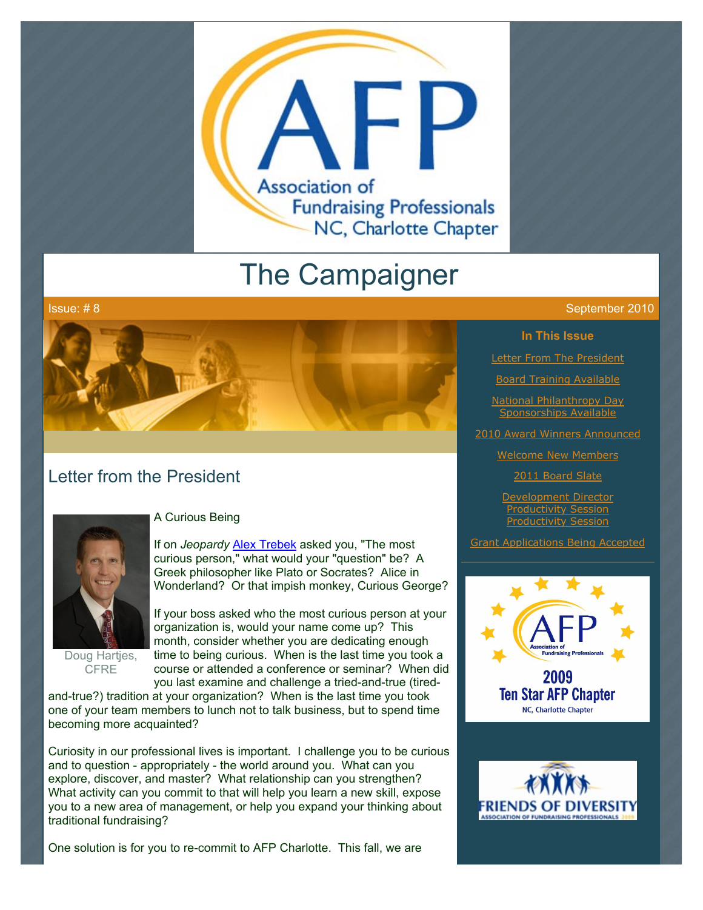# The Campaigner

Issue: # 8

September 2010

## In This Issue

- Letter From The President
- Board Training Available
- National Philanthropy Day Sponsorships Available
- 2010 Award Winners Announced
- Welcome New Members
- 2011 Board Slate
- Development Director Productivity Session Productivity Session
- Grant Applications Being Accepted

## Letter from the President

Doug Hartjes, CFRE

A Curious Being

If on *Jeopardy* Alex Trebek asked you, "The most curious person," what would your "question" be? A Greek philosopher like Plato or Socrates? Alice in Wonderland? Or that impish monkey, Curious George?

If your boss asked who the most curious person at your organization is, would your name come up? This month, consider whether you are dedicating enough time to being curious. When is the last time you took a course or attended a conference or seminar? When did you last examine and challenge a tried-and-true (tired-and-true?) tradition at your organization? When is the last time you took one of your team members to lunch not to talk business, but to spend time becoming more acquainted?

Curiosity in our professional lives is important. I challenge you to be curious and to question - appropriately - the world around you. What can you explore, discover, and master? What relationship can you strengthen? What activity can you commit to that will help you learn a new skill, expose you to a new area of management, or help you expand your thinking about traditional fundraising?

One solution is for you to re-commit to AFP Charlotte. This fall, we are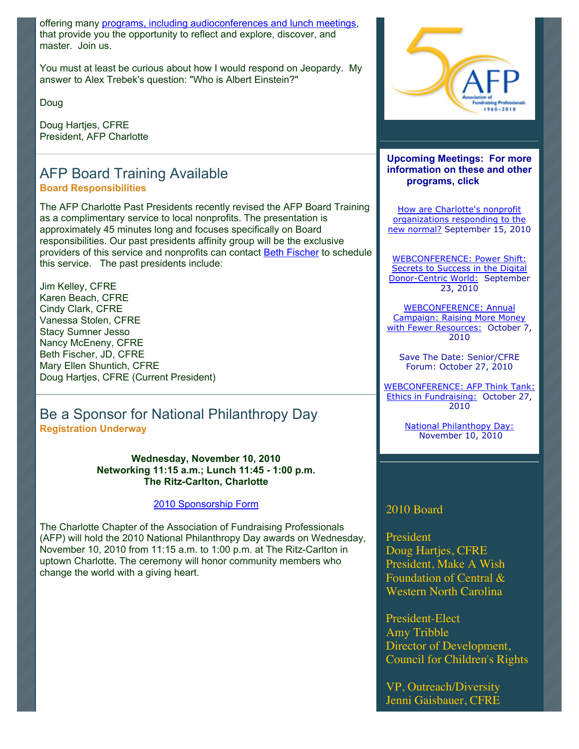offering many programs, including audioconferences and lunch meetings, that provide you the opportunity to reflect and explore, discover, and master.  Join us.

You must at least be curious about how I would respond on Jeopardy.  My answer to Alex Trebek's question: "Who is Albert Einstein?"

Doug

Doug Hartjes, CFRE
President, AFP Charlotte

## AFP Board Training Available

**Board Responsibilities**

The AFP Charlotte Past Presidents recently revised the AFP Board Training as a complimentary service to local nonprofits. The presentation is approximately 45 minutes long and focuses specifically on Board responsibilities. Our past presidents affinity group will be the exclusive providers of this service and nonprofits can contact Beth Fischer to schedule this service.   The past presidents include:

Jim Kelley, CFRE
Karen Beach, CFRE
Cindy Clark, CFRE
Vanessa Stolen, CFRE
Stacy Sumner Jesso
Nancy McEneny, CFRE
Beth Fischer, JD, CFRE
Mary Ellen Shuntich, CFRE
Doug Hartjes, CFRE (Current President)

## Be a Sponsor for National Philanthropy Day

**Registration Underway**

**Wednesday, November 10, 2010**
**Networking 11:15 a.m.; Lunch 11:45 - 1:00 p.m.**
**The Ritz-Carlton, Charlotte**

2010 Sponsorship Form

The Charlotte Chapter of the Association of Fundraising Professionals (AFP) will hold the 2010 National Philanthropy Day awards on Wednesday, November 10, 2010 from 11:15 a.m. to 1:00 p.m. at The Ritz-Carlton in uptown Charlotte. The ceremony will honor community members who change the world with a giving heart.

**Upcoming Meetings:  For more information on these and other programs, click**

How are Charlotte's nonprofit organizations responding to the new normal? September 15, 2010

WEBCONFERENCE: Power Shift: Secrets to Success in the Digital Donor-Centric World:  September 23, 2010

WEBCONFERENCE: Annual Campaign: Raising More Money with Fewer Resources:  October 7, 2010

Save The Date: Senior/CFRE Forum: October 27, 2010

WEBCONFERENCE: AFP Think Tank: Ethics in Fundraising:  October 27, 2010

National Philanthopy Day: November 10, 2010

2010 Board

President
Doug Hartjes, CFRE
President, Make A Wish Foundation of Central & Western North Carolina

President-Elect
Amy Tribble
Director of Development, Council for Children's Rights

VP, Outreach/Diversity
Jenni Gaisbauer, CFRE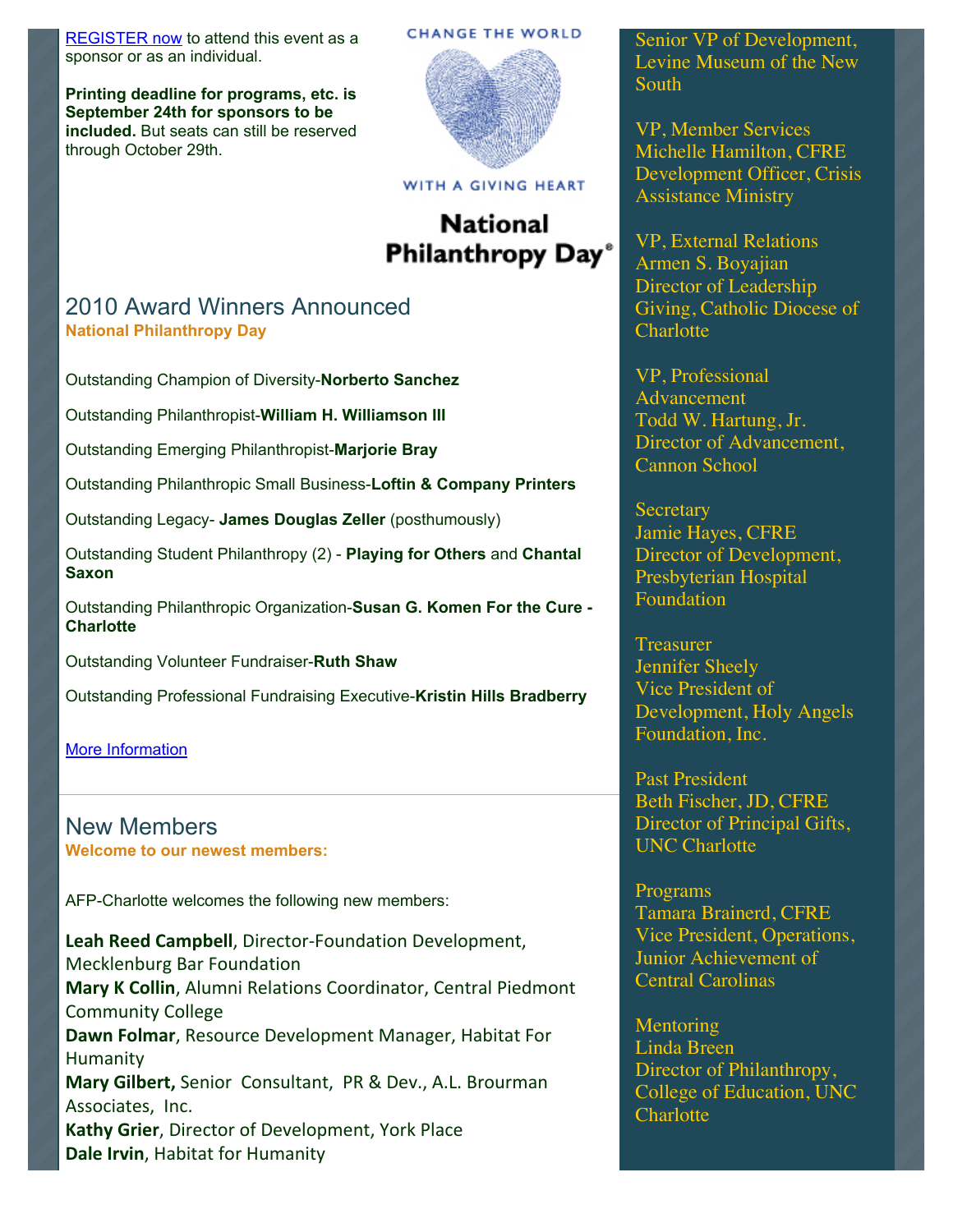REGISTER now to attend this event as a sponsor or as an individual.

**Printing deadline for programs, etc. is September 24th for sponsors to be included.** But seats can still be reserved through October 29th.

CHANGE THE WORLD WITH A GIVING HEART

**National Philanthropy Day®**

## 2010 Award Winners Announced

**National Philanthropy Day**

Outstanding Champion of Diversity-**Norberto Sanchez**

Outstanding Philanthropist-**William H. Williamson III**

Outstanding Emerging Philanthropist-**Marjorie Bray**

Outstanding Philanthropic Small Business-**Loftin & Company Printers**

Outstanding Legacy- **James Douglas Zeller** (posthumously)

Outstanding Student Philanthropy (2) - **Playing for Others** and **Chantal Saxon**

Outstanding Philanthropic Organization-**Susan G. Komen For the Cure - Charlotte**

Outstanding Volunteer Fundraiser-**Ruth Shaw**

Outstanding Professional Fundraising Executive-**Kristin Hills Bradberry**

More Information

## New Members

**Welcome to our newest members:**

AFP-Charlotte welcomes the following new members:

**Leah Reed Campbell**, Director-Foundation Development, Mecklenburg Bar Foundation
**Mary K Collin**, Alumni Relations Coordinator, Central Piedmont Community College
**Dawn Folmar**, Resource Development Manager, Habitat For Humanity
**Mary Gilbert,** Senior Consultant, PR & Dev., A.L. Brourman Associates, Inc.
**Kathy Grier**, Director of Development, York Place
**Dale Irvin**, Habitat for Humanity

Senior VP of Development, Levine Museum of the New South

VP, Member Services
Michelle Hamilton, CFRE
Development Officer, Crisis Assistance Ministry

VP, External Relations
Armen S. Boyajian
Director of Leadership Giving, Catholic Diocese of Charlotte

VP, Professional Advancement
Todd W. Hartung, Jr.
Director of Advancement, Cannon School

Secretary
Jamie Hayes, CFRE
Director of Development, Presbyterian Hospital Foundation

Treasurer
Jennifer Sheely
Vice President of Development, Holy Angels Foundation, Inc.

Past President
Beth Fischer, JD, CFRE
Director of Principal Gifts, UNC Charlotte

Programs
Tamara Brainerd, CFRE
Vice President, Operations, Junior Achievement of Central Carolinas

Mentoring
Linda Breen
Director of Philanthropy, College of Education, UNC Charlotte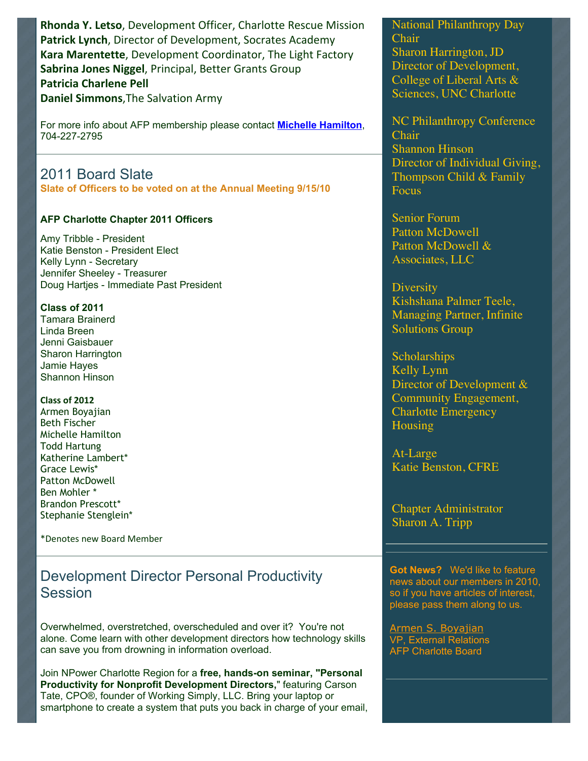**Rhonda Y. Letso**, Development Officer, Charlotte Rescue Mission
**Patrick Lynch**, Director of Development, Socrates Academy
**Kara Marentette**, Development Coordinator, The Light Factory
**Sabrina Jones Niggel**, Principal, Better Grants Group
**Patricia Charlene Pell**
**Daniel Simmons**,The Salvation Army

For more info about AFP membership please contact **Michelle Hamilton**, 704-227-2795

## 2011 Board Slate

**Slate of Officers to be voted on at the Annual Meeting 9/15/10**

**AFP Charlotte Chapter 2011 Officers**

Amy Tribble - President
Katie Benston - President Elect
Kelly Lynn - Secretary
Jennifer Sheeley - Treasurer
Doug Hartjes - Immediate Past President

**Class of 2011**
Tamara Brainerd
Linda Breen
Jenni Gaisbauer
Sharon Harrington
Jamie Hayes
Shannon Hinson

**Class of 2012**
Armen Boyajian
Beth Fischer
Michelle Hamilton
Todd Hartung
Katherine Lambert*
Grace Lewis*
Patton McDowell
Ben Mohler *
Brandon Prescott*
Stephanie Stenglein*

*Denotes new Board Member

## Development Director Personal Productivity Session

Overwhelmed, overstretched, overscheduled and over it? You're not alone. Come learn with other development directors how technology skills can save you from drowning in information overload.

Join NPower Charlotte Region for a **free, hands-on seminar, "Personal Productivity for Nonprofit Development Directors,"** featuring Carson Tate, CPO®, founder of Working Simply, LLC. Bring your laptop or smartphone to create a system that puts you back in charge of your email,

National Philanthropy Day Chair
Sharon Harrington, JD
Director of Development, College of Liberal Arts & Sciences, UNC Charlotte

NC Philanthropy Conference Chair
Shannon Hinson
Director of Individual Giving, Thompson Child & Family Focus

Senior Forum
Patton McDowell
Patton McDowell & Associates, LLC

Diversity
Kishshana Palmer Teele, Managing Partner, Infinite Solutions Group

Scholarships
Kelly Lynn
Director of Development & Community Engagement, Charlotte Emergency Housing

At-Large
Katie Benston, CFRE

Chapter Administrator
Sharon A. Tripp

**Got News?** We'd like to feature news about our members in 2010, so if you have articles of interest, please pass them along to us.

Armen S. Boyajian
VP, External Relations
AFP Charlotte Board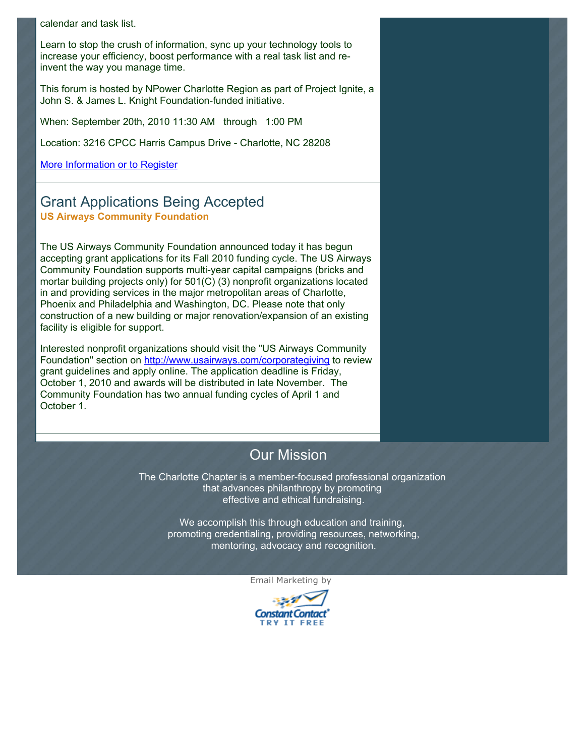calendar and task list.

Learn to stop the crush of information, sync up your technology tools to increase your efficiency, boost performance with a real task list and re-invent the way you manage time.

This forum is hosted by NPower Charlotte Region as part of Project Ignite, a John S. & James L. Knight Foundation-funded initiative.

When: September 20th, 2010 11:30 AM through 1:00 PM

Location: 3216 CPCC Harris Campus Drive - Charlotte, NC 28208

More Information or to Register

## Grant Applications Being Accepted

**US Airways Community Foundation**

The US Airways Community Foundation announced today it has begun accepting grant applications for its Fall 2010 funding cycle. The US Airways Community Foundation supports multi-year capital campaigns (bricks and mortar building projects only) for 501(C) (3) nonprofit organizations located in and providing services in the major metropolitan areas of Charlotte, Phoenix and Philadelphia and Washington, DC. Please note that only construction of a new building or major renovation/expansion of an existing facility is eligible for support.

Interested nonprofit organizations should visit the "US Airways Community Foundation" section on http://www.usairways.com/corporategiving to review grant guidelines and apply online. The application deadline is Friday, October 1, 2010 and awards will be distributed in late November. The Community Foundation has two annual funding cycles of April 1 and October 1.

## Our Mission

The Charlotte Chapter is a member-focused professional organization that advances philanthropy by promoting effective and ethical fundraising.

We accomplish this through education and training, promoting credentialing, providing resources, networking, mentoring, advocacy and recognition.

Email Marketing by

Constant Contact TRY IT FREE